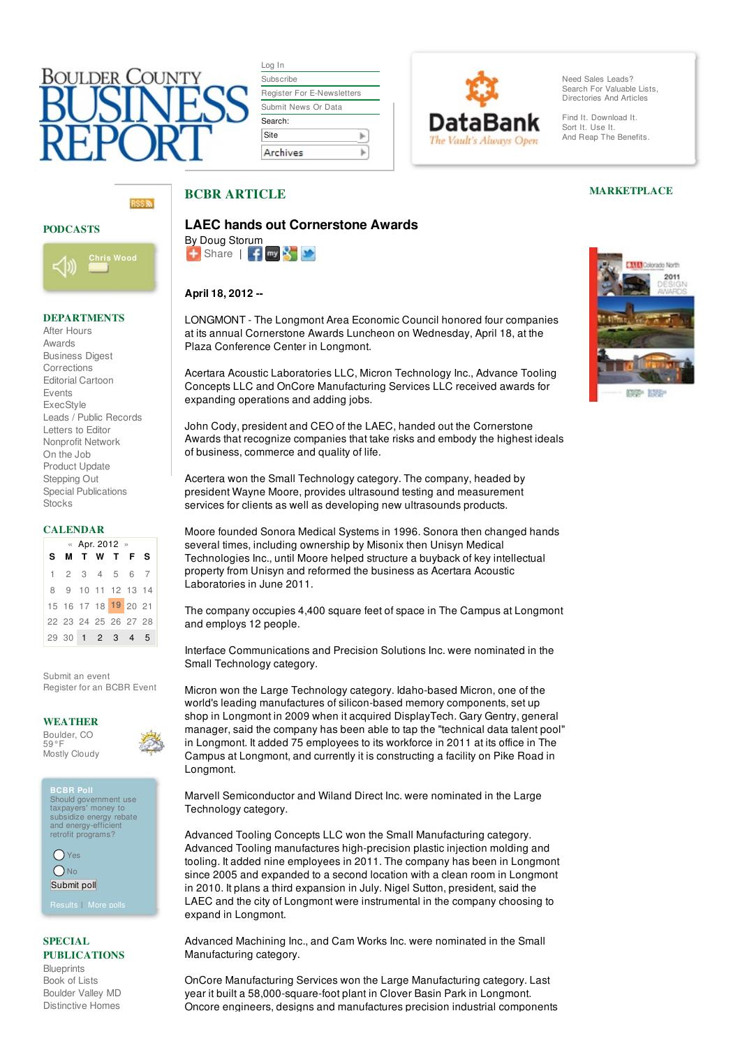# LAEC hands out Cornerstone Awards

By Doug Storum

**April 18, 2012 --**

LONGMONT - The Longmont Area Economic Council honored four companies at its annual Cornerstone Awards Luncheon on Wednesday, April 18, at the Plaza Conference Center in Longmont.

Acertara Acoustic Laboratories LLC, Micron Technology Inc., Advance Tooling Concepts LLC and OnCore Manufacturing Services LLC received awards for expanding operations and adding jobs.

John Cody, president and CEO of the LAEC, handed out the Cornerstone Awards that recognize companies that take risks and embody the highest ideals of business, commerce and quality of life.

Acertera won the Small Technology category. The company, headed by president Wayne Moore, provides ultrasound testing and measurement services for clients as well as developing new ultrasounds products.

Moore founded Sonora Medical Systems in 1996. Sonora then changed hands several times, including ownership by Misonix then Unisyn Medical Technologies Inc., until Moore helped structure a buyback of key intellectual property from Unisyn and reformed the business as Acertara Acoustic Laboratories in June 2011.

The company occupies 4,400 square feet of space in The Campus at Longmont and employs 12 people.

Interface Communications and Precision Solutions Inc. were nominated in the Small Technology category.

Micron won the Large Technology category. Idaho-based Micron, one of the world's leading manufactures of silicon-based memory components, set up shop in Longmont in 2009 when it acquired DisplayTech. Gary Gentry, general manager, said the company has been able to tap the "technical data talent pool" in Longmont. It added 75 employees to its workforce in 2011 at its office in The Campus at Longmont, and currently it is constructing a facility on Pike Road in Longmont.

Marvell Semiconductor and Wiland Direct Inc. were nominated in the Large Technology category.

Advanced Tooling Concepts LLC won the Small Manufacturing category. Advanced Tooling manufactures high-precision plastic injection molding and tooling. It added nine employees in 2011. The company has been in Longmont since 2005 and expanded to a second location with a clean room in Longmont in 2010. It plans a third expansion in July. Nigel Sutton, president, said the LAEC and the city of Longmont were instrumental in the company choosing to expand in Longmont.

Advanced Machining Inc., and Cam Works Inc. were nominated in the Small Manufacturing category.

OnCore Manufacturing Services won the Large Manufacturing category. Last year it built a 58,000-square-foot plant in Clover Basin Park in Longmont. Oncore engineers, designs and manufactures precision industrial components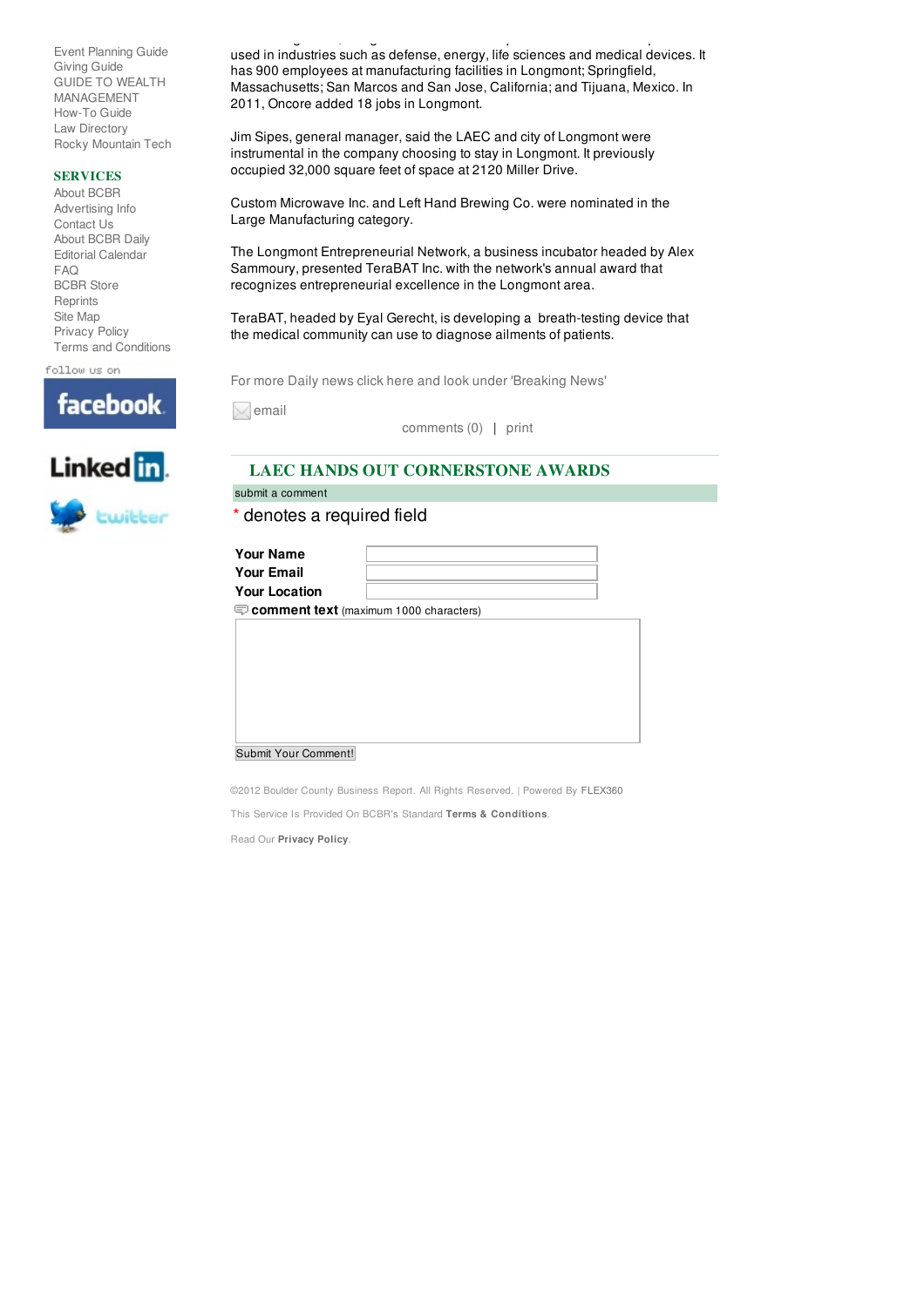Event Planning Guide
Giving Guide
GUIDE TO WEALTH MANAGEMENT
How-To Guide
Law Directory
Rocky Mountain Tech

**SERVICES**

About BCBR
Advertising Info
Contact Us
About BCBR Daily
Editorial Calendar
FAQ
BCBR Store
Reprints
Site Map
Privacy Policy
Terms and Conditions

follow us on

used in industries such as defense, energy, life sciences and medical devices. It has 900 employees at manufacturing facilities in Longmont; Springfield, Massachusetts; San Marcos and San Jose, California; and Tijuana, Mexico. In 2011, Oncore added 18 jobs in Longmont.

Jim Sipes, general manager, said the LAEC and city of Longmont were instrumental in the company choosing to stay in Longmont. It previously occupied 32,000 square feet of space at 2120 Miller Drive.

Custom Microwave Inc. and Left Hand Brewing Co. were nominated in the Large Manufacturing category.

The Longmont Entrepreneurial Network, a business incubator headed by Alex Sammoury, presented TeraBAT Inc. with the network's annual award that recognizes entrepreneurial excellence in the Longmont area.

TeraBAT, headed by Eyal Gerecht, is developing a breath-testing device that the medical community can use to diagnose ailments of patients.

For more Daily news click here and look under 'Breaking News'

email

comments (0) | print

## LAEC HANDS OUT CORNERSTONE AWARDS

submit a comment

\* denotes a required field

**Your Name**
**Your Email**
**Your Location**
**comment text** (maximum 1000 characters)

Submit Your Comment!

©2012 Boulder County Business Report. All Rights Reserved. | Powered By FLEX360

This Service Is Provided On BCBR's Standard **Terms & Conditions**.

Read Our **Privacy Policy**.